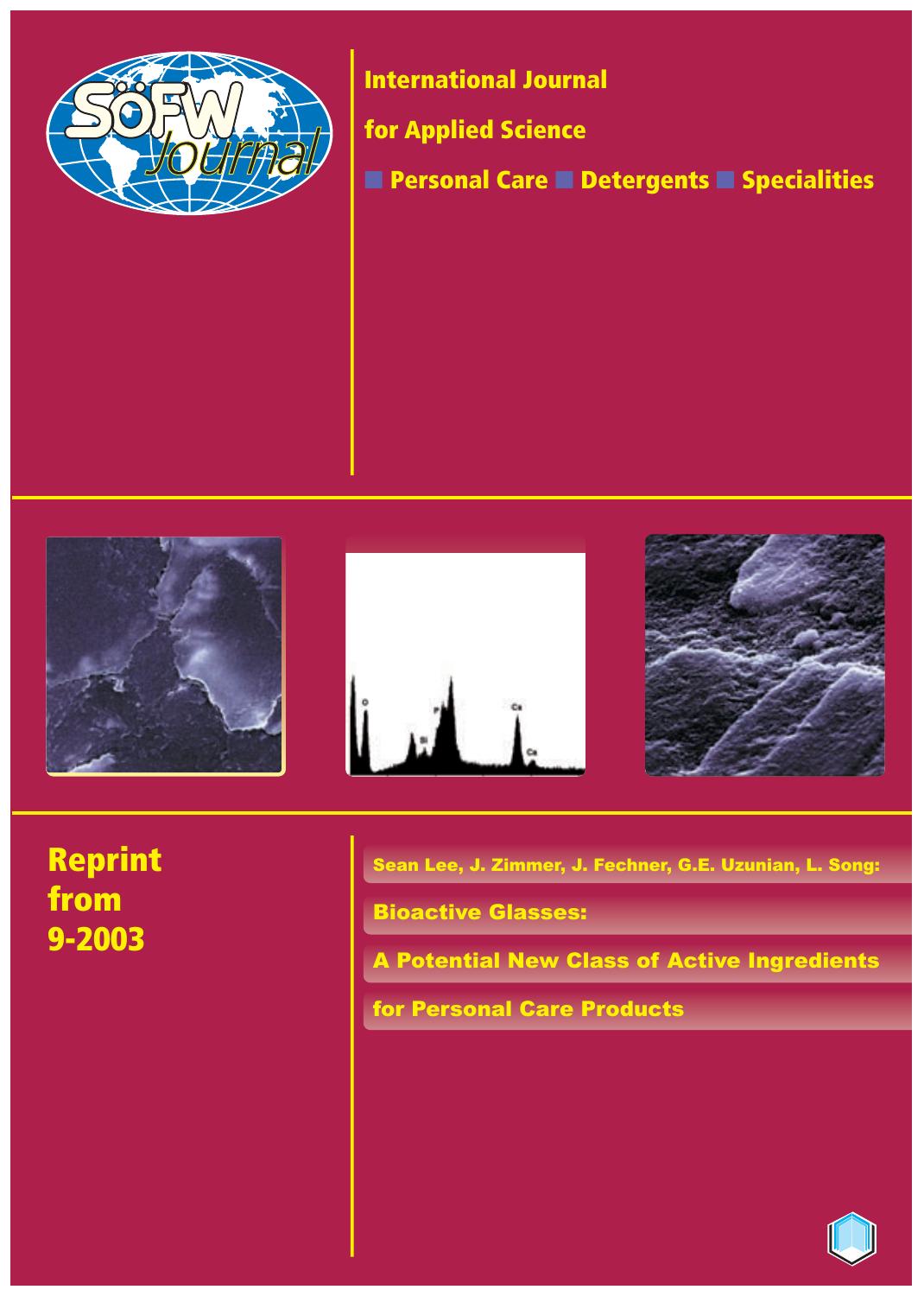SÖFW Journal

International Journal

for Applied Science

■ Personal Care ■ Detergents ■ Specialities

Reprint from 9-2003

Sean Lee, J. Zimmer, J. Fechner, G.E. Uzunian, L. Song:

# Bioactive Glasses: A Potential New Class of Active Ingredients for Personal Care Products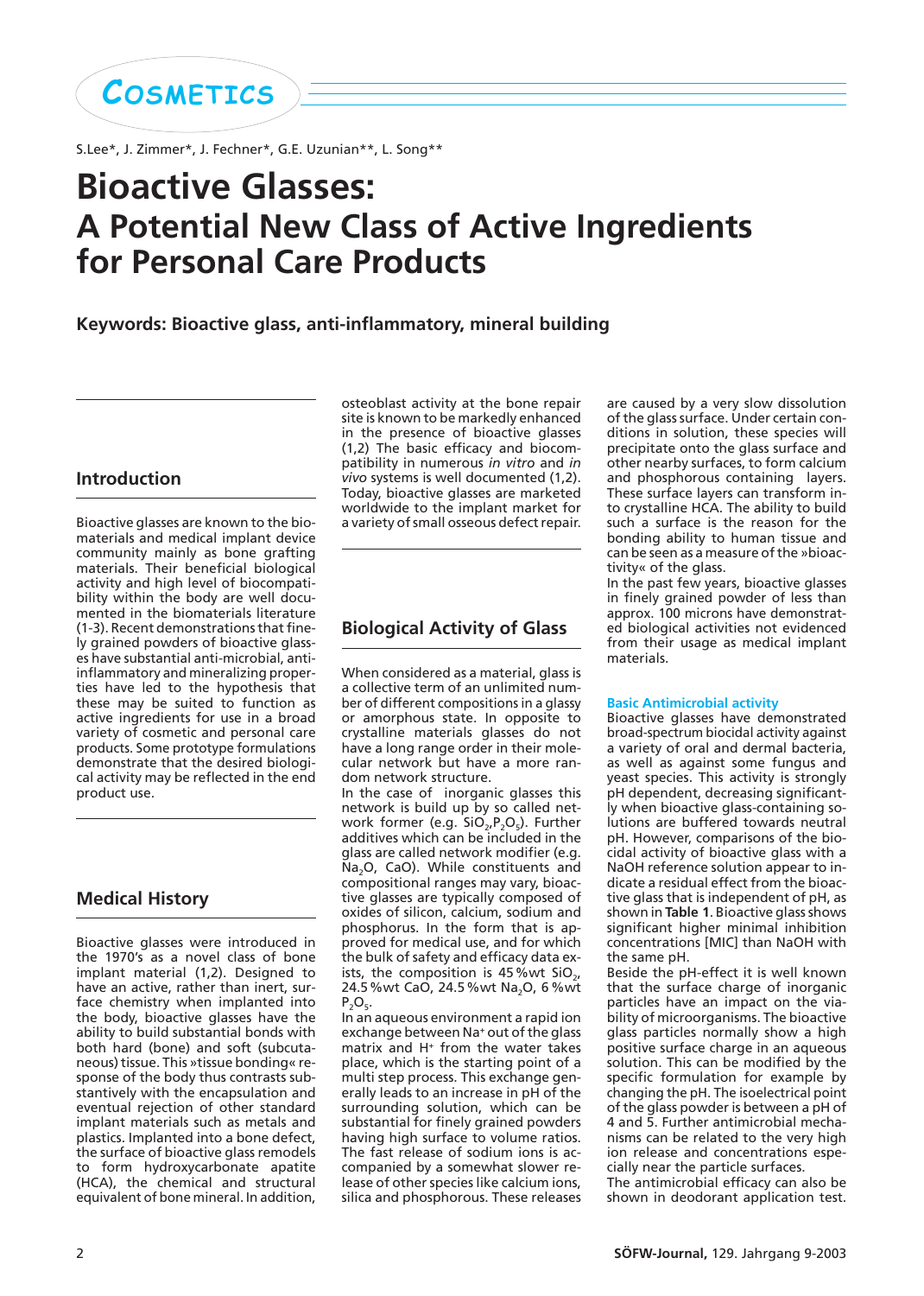COSMETICS

S.Lee*, J. Zimmer*, J. Fechner*, G.E. Uzunian**, L. Song**

# Bioactive Glasses: A Potential New Class of Active Ingredients for Personal Care Products

**Keywords: Bioactive glass, anti-inflammatory, mineral building**

## Introduction

Bioactive glasses are known to the biomaterials and medical implant device community mainly as bone grafting materials. Their beneficial biological activity and high level of biocompatibility within the body are well documented in the biomaterials literature (1-3). Recent demonstrations that finely grained powders of bioactive glasses have substantial anti-microbial, anti-inflammatory and mineralizing properties have led to the hypothesis that these may be suited to function as active ingredients for use in a broad variety of cosmetic and personal care products. Some prototype formulations demonstrate that the desired biological activity may be reflected in the end product use.

## Medical History

Bioactive glasses were introduced in the 1970's as a novel class of bone implant material (1,2). Designed to have an active, rather than inert, surface chemistry when implanted into the body, bioactive glasses have the ability to build substantial bonds with both hard (bone) and soft (subcutaneous) tissue. This »tissue bonding« response of the body thus contrasts substantively with the encapsulation and eventual rejection of other standard implant materials such as metals and plastics. Implanted into a bone defect, the surface of bioactive glass remodels to form hydroxycarbonate apatite (HCA), the chemical and structural equivalent of bone mineral. In addition, osteoblast activity at the bone repair site is known to be markedly enhanced in the presence of bioactive glasses (1,2) The basic efficacy and biocompatibility in numerous *in vitro* and *in vivo* systems is well documented (1,2). Today, bioactive glasses are marketed worldwide to the implant market for a variety of small osseous defect repair.

## Biological Activity of Glass

When considered as a material, glass is a collective term of an unlimited number of different compositions in a glassy or amorphous state. In opposite to crystalline materials glasses do not have a long range order in their molecular network but have a more random network structure.

In the case of inorganic glasses this network is build up by so called network former (e.g. $SiO_2$,$P_2O_5$). Further additives which can be included in the glass are called network modifier (e.g. $Na_2O$, CaO). While constituents and compositional ranges may vary, bioactive glasses are typically composed of oxides of silicon, calcium, sodium and phosphorus. In the form that is approved for medical use, and for which the bulk of safety and efficacy data exists, the composition is 45 %wt $SiO_2$, 24.5 %wt CaO, 24.5 %wt $Na_2O$, 6 %wt $P_2O_5$.

In an aqueous environment a rapid ion exchange between $Na^+$ out of the glass matrix and $H^+$ from the water takes place, which is the starting point of a multi step process. This exchange generally leads to an increase in pH of the surrounding solution, which can be substantial for finely grained powders having high surface to volume ratios. The fast release of sodium ions is accompanied by a somewhat slower release of other species like calcium ions, silica and phosphorous. These releases are caused by a very slow dissolution of the glass surface. Under certain conditions in solution, these species will precipitate onto the glass surface and other nearby surfaces, to form calcium and phosphorous containing layers. These surface layers can transform into crystalline HCA. The ability to build such a surface is the reason for the bonding ability to human tissue and can be seen as a measure of the »bioactivity« of the glass.

In the past few years, bioactive glasses in finely grained powder of less than approx. 100 microns have demonstrated biological activities not evidenced from their usage as medical implant materials.

### Basic Antimicrobial activity

Bioactive glasses have demonstrated broad-spectrum biocidal activity against a variety of oral and dermal bacteria, as well as against some fungus and yeast species. This activity is strongly pH dependent, decreasing significantly when bioactive glass-containing solutions are buffered towards neutral pH. However, comparisons of the biocidal activity of bioactive glass with a NaOH reference solution appear to indicate a residual effect from the bioactive glass that is independent of pH, as shown in **Table 1**. Bioactive glass shows significant higher minimal inhibition concentrations [MIC] than NaOH with the same pH.

Beside the pH-effect it is well known that the surface charge of inorganic particles have an impact on the viability of microorganisms. The bioactive glass particles normally show a high positive surface charge in an aqueous solution. This can be modified by the specific formulation for example by changing the pH. The isoelectrical point of the glass powder is between a pH of 4 and 5. Further antimicrobial mechanisms can be related to the very high ion release and concentrations especially near the particle surfaces.

The antimicrobial efficacy can also be shown in deodorant application test.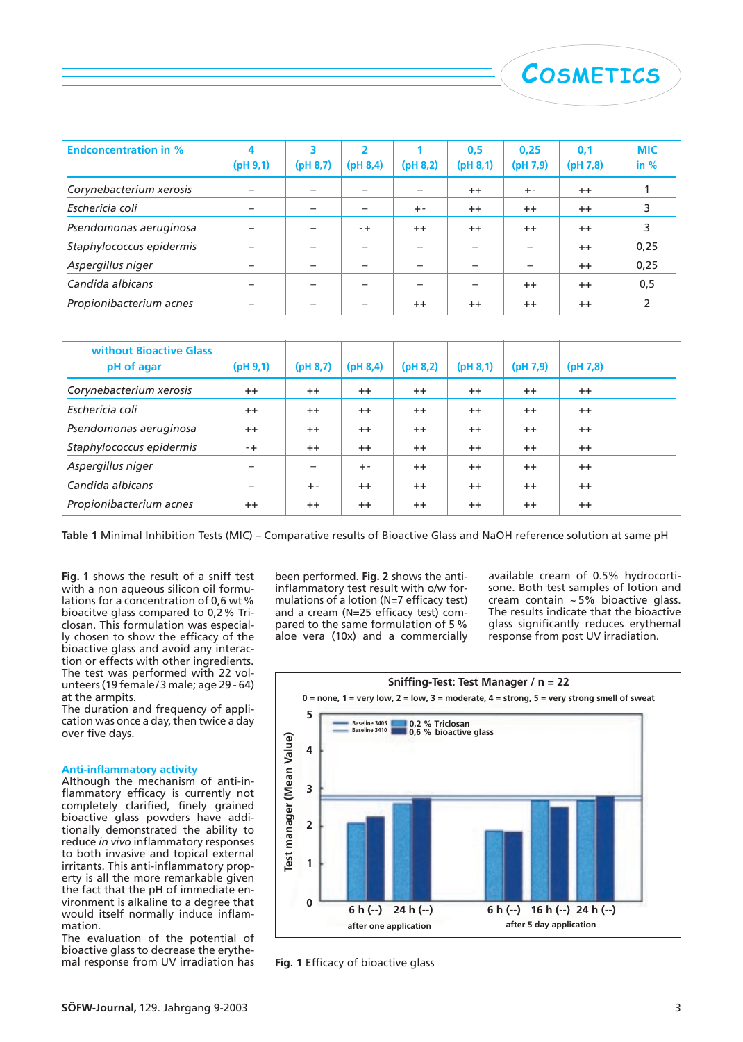| Endconcentration in % | 4 (pH 9,1) | 3 (pH 8,7) | 2 (pH 8,4) | 1 (pH 8,2) | 0,5 (pH 8,1) | 0,25 (pH 7,9) | 0,1 (pH 7,8) | MIC in % |
|---|---|---|---|---|---|---|---|---|
| *Corynebacterium xerosis* | – | – | – | – | ++ | +- | ++ | 1 |
| *Eschericia coli* | – | – | – | +- | ++ | ++ | ++ | 3 |
| *Psendomonas aeruginosa* | – | – | -+ | ++ | ++ | ++ | ++ | 3 |
| *Staphylococcus epidermis* | – | – | – | – | – | – | ++ | 0,25 |
| *Aspergillus niger* | – | – | – | – | – | – | ++ | 0,25 |
| *Candida albicans* | – | – | – | – | – | ++ | ++ | 0,5 |
| *Propionibacterium acnes* | – | – | – | ++ | ++ | ++ | ++ | 2 |

| without Bioactive Glass pH of agar | (pH 9,1) | (pH 8,7) | (pH 8,4) | (pH 8,2) | (pH 8,1) | (pH 7,9) | (pH 7,8) | |
|---|---|---|---|---|---|---|---|---|
| *Corynebacterium xerosis* | ++ | ++ | ++ | ++ | ++ | ++ | ++ | |
| *Eschericia coli* | ++ | ++ | ++ | ++ | ++ | ++ | ++ | |
| *Psendomonas aeruginosa* | ++ | ++ | ++ | ++ | ++ | ++ | ++ | |
| *Staphylococcus epidermis* | -+ | ++ | ++ | ++ | ++ | ++ | ++ | |
| *Aspergillus niger* | – | – | +- | ++ | ++ | ++ | ++ | |
| *Candida albicans* | – | +- | ++ | ++ | ++ | ++ | ++ | |
| *Propionibacterium acnes* | ++ | ++ | ++ | ++ | ++ | ++ | ++ | |

**Table 1** Minimal Inhibition Tests (MIC) – Comparative results of Bioactive Glass and NaOH reference solution at same pH

**Fig. 1** shows the result of a sniff test with a non aqueous silicon oil formulations for a concentration of 0,6 wt % bioacitve glass compared to 0,2 % Triclosan. This formulation was especially chosen to show the efficacy of the bioactive glass and avoid any interaction or effects with other ingredients. The test was performed with 22 volunteers (19 female/3 male; age 29 - 64) at the armpits.
The duration and frequency of application was once a day, then twice a day over five days.

### Anti-inflammatory activity

Although the mechanism of anti-inflammatory efficacy is currently not completely clarified, finely grained bioactive glass powders have additionally demonstrated the ability to reduce *in vivo* inflammatory responses to both invasive and topical external irritants. This anti-inflammatory property is all the more remarkable given the fact that the pH of immediate environment is alkaline to a degree that would itself normally induce inflammation.
The evaluation of the potential of bioactive glass to decrease the erythemal response from UV irradiation has been performed. **Fig. 2** shows the anti-inflammatory test result with o/w formulations of a lotion (N=7 efficacy test) and a cream (N=25 efficacy test) compared to the same formulation of 5 % aloe vera (10x) and a commercially available cream of 0.5% hydrocortisone. Both test samples of lotion and cream contain ~5% bioactive glass. The results indicate that the bioactive glass significantly reduces erythemal response from post UV irradiation.

**Fig. 1** Efficacy of bioactive glass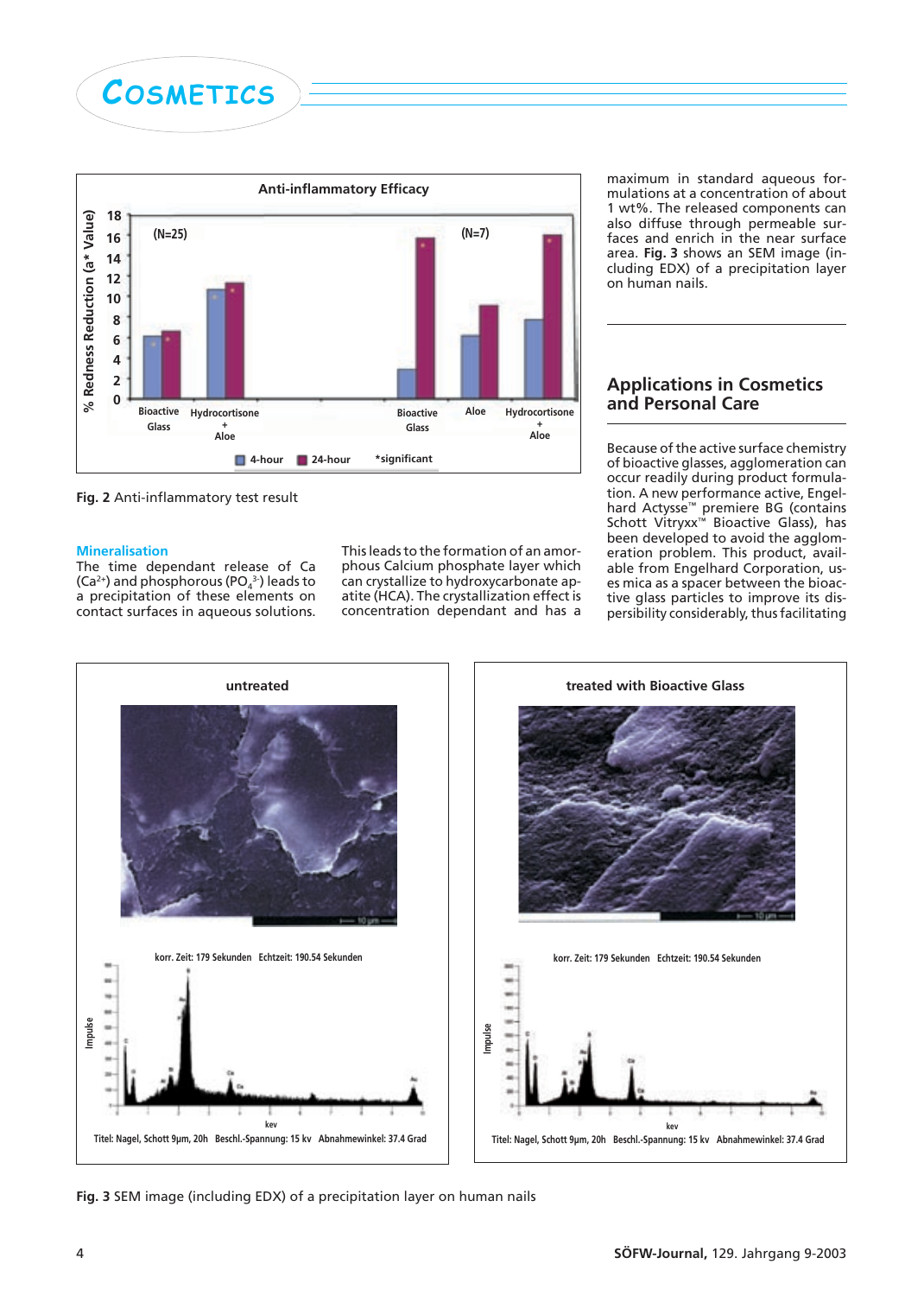Fig. 2 Anti-inflammatory test result

### Mineralisation

The time dependant release of Ca ($Ca^{2+}$) and phosphorous ($PO_4^{3-}$) leads to a precipitation of these elements on contact surfaces in aqueous solutions. This leads to the formation of an amorphous Calcium phosphate layer which can crystallize to hydroxycarbonate apatite (HCA). The crystallization effect is concentration dependant and has a maximum in standard aqueous formulations at a concentration of about 1 wt%. The released components can also diffuse through permeable surfaces and enrich in the near surface area. **Fig. 3** shows an SEM image (including EDX) of a precipitation layer on human nails.

## Applications in Cosmetics and Personal Care

Because of the active surface chemistry of bioactive glasses, agglomeration can occur readily during product formulation. A new performance active, Engelhard Actysse™ premiere BG (contains Schott Vitryxx™ Bioactive Glass), has been developed to avoid the agglomeration problem. This product, available from Engelhard Corporation, uses mica as a spacer between the bioactive glass particles to improve its dispersibility considerably, thus facilitating

**Fig. 3** SEM image (including EDX) of a precipitation layer on human nails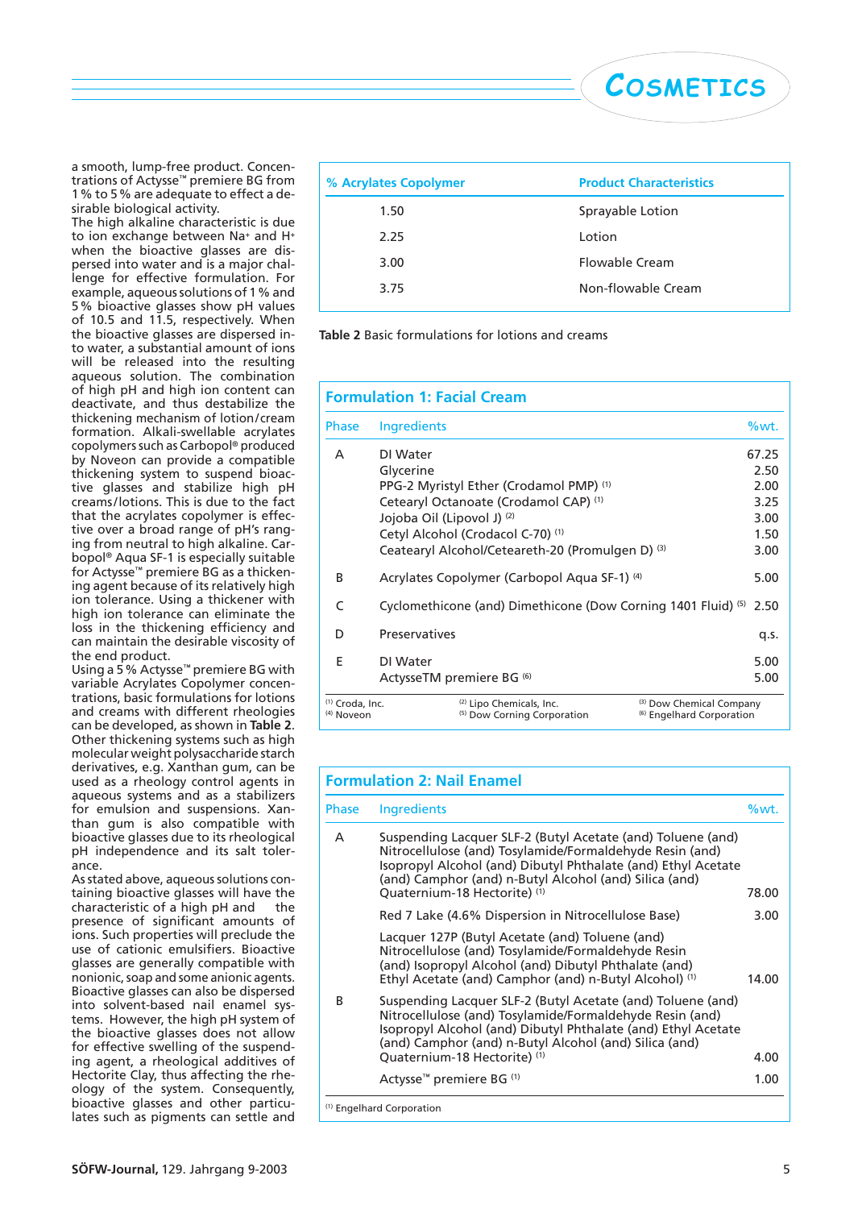a smooth, lump-free product. Concentrations of Actysse™ premiere BG from 1 % to 5 % are adequate to effect a desirable biological activity.

The high alkaline characteristic is due to ion exchange between $Na^+$ and $H^+$ when the bioactive glasses are dispersed into water and is a major challenge for effective formulation. For example, aqueous solutions of 1 % and 5 % bioactive glasses show pH values of 10.5 and 11.5, respectively. When the bioactive glasses are dispersed into water, a substantial amount of ions will be released into the resulting aqueous solution. The combination of high pH and high ion content can deactivate, and thus destabilize the thickening mechanism of lotion/cream formation. Alkali-swellable acrylates copolymers such as Carbopol® produced by Noveon can provide a compatible thickening system to suspend bioactive glasses and stabilize high pH creams/lotions. This is due to the fact that the acrylates copolymer is effective over a broad range of pH's ranging from neutral to high alkaline. Carbopol® Aqua SF-1 is especially suitable for Actysse™ premiere BG as a thickening agent because of its relatively high ion tolerance. Using a thickener with high ion tolerance can eliminate the loss in the thickening efficiency and can maintain the desirable viscosity of the end product.

Using a 5 % Actysse™ premiere BG with variable Acrylates Copolymer concentrations, basic formulations for lotions and creams with different rheologies can be developed, as shown in **Table 2**.

Other thickening systems such as high molecular weight polysaccharide starch derivatives, e.g. Xanthan gum, can be used as a rheology control agents in aqueous systems and as a stabilizers for emulsion and suspensions. Xanthan gum is also compatible with bioactive glasses due to its rheological pH independence and its salt tolerance.

As stated above, aqueous solutions containing bioactive glasses will have the characteristic of a high pH and the presence of significant amounts of ions. Such properties will preclude the use of cationic emulsifiers. Bioactive glasses are generally compatible with nonionic, soap and some anionic agents. Bioactive glasses can also be dispersed into solvent-based nail enamel systems. However, the high pH system of the bioactive glasses does not allow for effective swelling of the suspending agent, a rheological additives of Hectorite Clay, thus affecting the rheology of the system. Consequently, bioactive glasses and other particulates such as pigments can settle and

| % Acrylates Copolymer | Product Characteristics |
|---|---|
| 1.50 | Sprayable Lotion |
| 2.25 | Lotion |
| 3.00 | Flowable Cream |
| 3.75 | Non-flowable Cream |

**Table 2** Basic formulations for lotions and creams

## Formulation 1: Facial Cream

| Phase | Ingredients | %wt. |
|---|---|---|
| A | DI Water | 67.25 |
| | Glycerine | 2.50 |
| | PPG-2 Myristyl Ether (Crodamol PMP) (1) | 2.00 |
| | Cetearyl Octanoate (Crodamol CAP) (1) | 3.25 |
| | Jojoba Oil (Lipovol J) (2) | 3.00 |
| | Cetyl Alcohol (Crodacol C-70) (1) | 1.50 |
| | Ceatearyl Alcohol/Ceteareth-20 (Promulgen D) (3) | 3.00 |
| B | Acrylates Copolymer (Carbopol Aqua SF-1) (4) | 5.00 |
| C | Cyclomethicone (and) Dimethicone (Dow Corning 1401 Fluid) (5) | 2.50 |
| D | Preservatives | q.s. |
| E | DI Water | 5.00 |
| | ActysseTM premiere BG (6) | 5.00 |

(1) Croda, Inc. (2) Lipo Chemicals, Inc. (3) Dow Chemical Company (4) Noveon (5) Dow Corning Corporation (6) Engelhard Corporation

## Formulation 2: Nail Enamel

| Phase | Ingredients | %wt. |
|---|---|---|
| A | Suspending Lacquer SLF-2 (Butyl Acetate (and) Toluene (and) Nitrocellulose (and) Tosylamide/Formaldehyde Resin (and) Isopropyl Alcohol (and) Dibutyl Phthalate (and) Ethyl Acetate (and) Camphor (and) n-Butyl Alcohol (and) Silica (and) Quaternium-18 Hectorite) (1) | 78.00 |
| | Red 7 Lake (4.6% Dispersion in Nitrocellulose Base) | 3.00 |
| | Lacquer 127P (Butyl Acetate (and) Toluene (and) Nitrocellulose (and) Tosylamide/Formaldehyde Resin (and) Isopropyl Alcohol (and) Dibutyl Phthalate (and) Ethyl Acetate (and) Camphor (and) n-Butyl Alcohol) (1) | 14.00 |
| B | Suspending Lacquer SLF-2 (Butyl Acetate (and) Toluene (and) Nitrocellulose (and) Tosylamide/Formaldehyde Resin (and) Isopropyl Alcohol (and) Dibutyl Phthalate (and) Ethyl Acetate (and) Camphor (and) n-Butyl Alcohol (and) Silica (and) Quaternium-18 Hectorite) (1) | 4.00 |
| | Actysse™ premiere BG (1) | 1.00 |

(1) Engelhard Corporation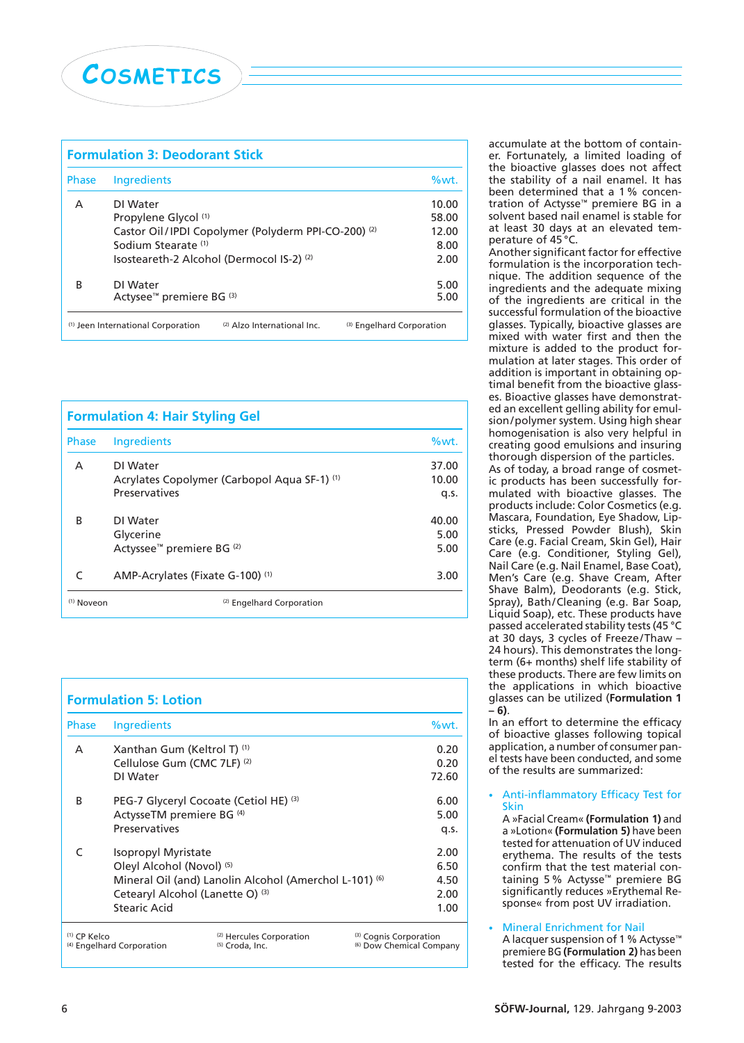### Formulation 3: Deodorant Stick

| Phase | Ingredients | %wt. |
|---|---|---|
| A | DI Water | 10.00 |
| | Propylene Glycol [1] | 58.00 |
| | Castor Oil / IPDI Copolymer (Polyderm PPI-CO-200) [2] | 12.00 |
| | Sodium Stearate [1] | 8.00 |
| | Isosteareth-2 Alcohol (Dermocol IS-2) [2] | 2.00 |
| B | DI Water | 5.00 |
| | Actysee™ premiere BG [3] | 5.00 |

[1] Jeen International Corporation [2] Alzo International Inc. [3] Engelhard Corporation

### Formulation 4: Hair Styling Gel

| Phase | Ingredients | %wt. |
|---|---|---|
| A | DI Water | 37.00 |
| | Acrylates Copolymer (Carbopol Aqua SF-1) [1] | 10.00 |
| | Preservatives | q.s. |
| B | DI Water | 40.00 |
| | Glycerine | 5.00 |
| | Actyssee™ premiere BG [2] | 5.00 |
| C | AMP-Acrylates (Fixate G-100) [1] | 3.00 |

[1] Noveon [2] Engelhard Corporation

### Formulation 5: Lotion

| Phase | Ingredients | %wt. |
|---|---|---|
| A | Xanthan Gum (Keltrol T) [1] | 0.20 |
| | Cellulose Gum (CMC 7LF) [2] | 0.20 |
| | DI Water | 72.60 |
| B | PEG-7 Glyceryl Cocoate (Cetiol HE) [3] | 6.00 |
| | ActysseTM premiere BG [4] | 5.00 |
| | Preservatives | q.s. |
| C | Isopropyl Myristate | 2.00 |
| | Oleyl Alcohol (Novol) [5] | 6.50 |
| | Mineral Oil (and) Lanolin Alcohol (Amerchol L-101) [6] | 4.50 |
| | Cetearyl Alcohol (Lanette O) [3] | 2.00 |
| | Stearic Acid | 1.00 |

[1] CP Kelco [2] Hercules Corporation [3] Cognis Corporation [4] Engelhard Corporation [5] Croda, Inc. [6] Dow Chemical Company

accumulate at the bottom of container. Fortunately, a limited loading of the bioactive glasses does not affect the stability of a nail enamel. It has been determined that a 1 % concentration of Actysse™ premiere BG in a solvent based nail enamel is stable for at least 30 days at an elevated temperature of 45 °C.

Another significant factor for effective formulation is the incorporation technique. The addition sequence of the ingredients and the adequate mixing of the ingredients are critical in the successful formulation of the bioactive glasses. Typically, bioactive glasses are mixed with water first and then the mixture is added to the product formulation at later stages. This order of addition is important in obtaining optimal benefit from the bioactive glasses. Bioactive glasses have demonstrated an excellent gelling ability for emulsion/polymer system. Using high shear homogenisation is also very helpful in creating good emulsions and insuring thorough dispersion of the particles.

As of today, a broad range of cosmetic products has been successfully formulated with bioactive glasses. The products include: Color Cosmetics (e.g. Mascara, Foundation, Eye Shadow, Lipsticks, Pressed Powder Blush), Skin Care (e.g. Facial Cream, Skin Gel), Hair Care (e.g. Conditioner, Styling Gel), Nail Care (e.g. Nail Enamel, Base Coat), Men's Care (e.g. Shave Cream, After Shave Balm), Deodorants (e.g. Stick, Spray), Bath/Cleaning (e.g. Bar Soap, Liquid Soap), etc. These products have passed accelerated stability tests (45 °C at 30 days, 3 cycles of Freeze/Thaw – 24 hours). This demonstrates the long-term (6+ months) shelf life stability of these products. There are few limits on the applications in which bioactive glasses can be utilized (**Formulation 1 – 6**).

In an effort to determine the efficacy of bioactive glasses following topical application, a number of consumer panel tests have been conducted, and some of the results are summarized:

- **Anti-inflammatory Efficacy Test for Skin**
  A »Facial Cream« **(Formulation 1)** and a »Lotion« **(Formulation 5)** have been tested for attenuation of UV induced erythema. The results of the tests confirm that the test material containing 5 % Actysse™ premiere BG significantly reduces »Erythemal Response« from post UV irradiation.

- **Mineral Enrichment for Nail**
  A lacquer suspension of 1 % Actysse™ premiere BG **(Formulation 2)** has been tested for the efficacy. The results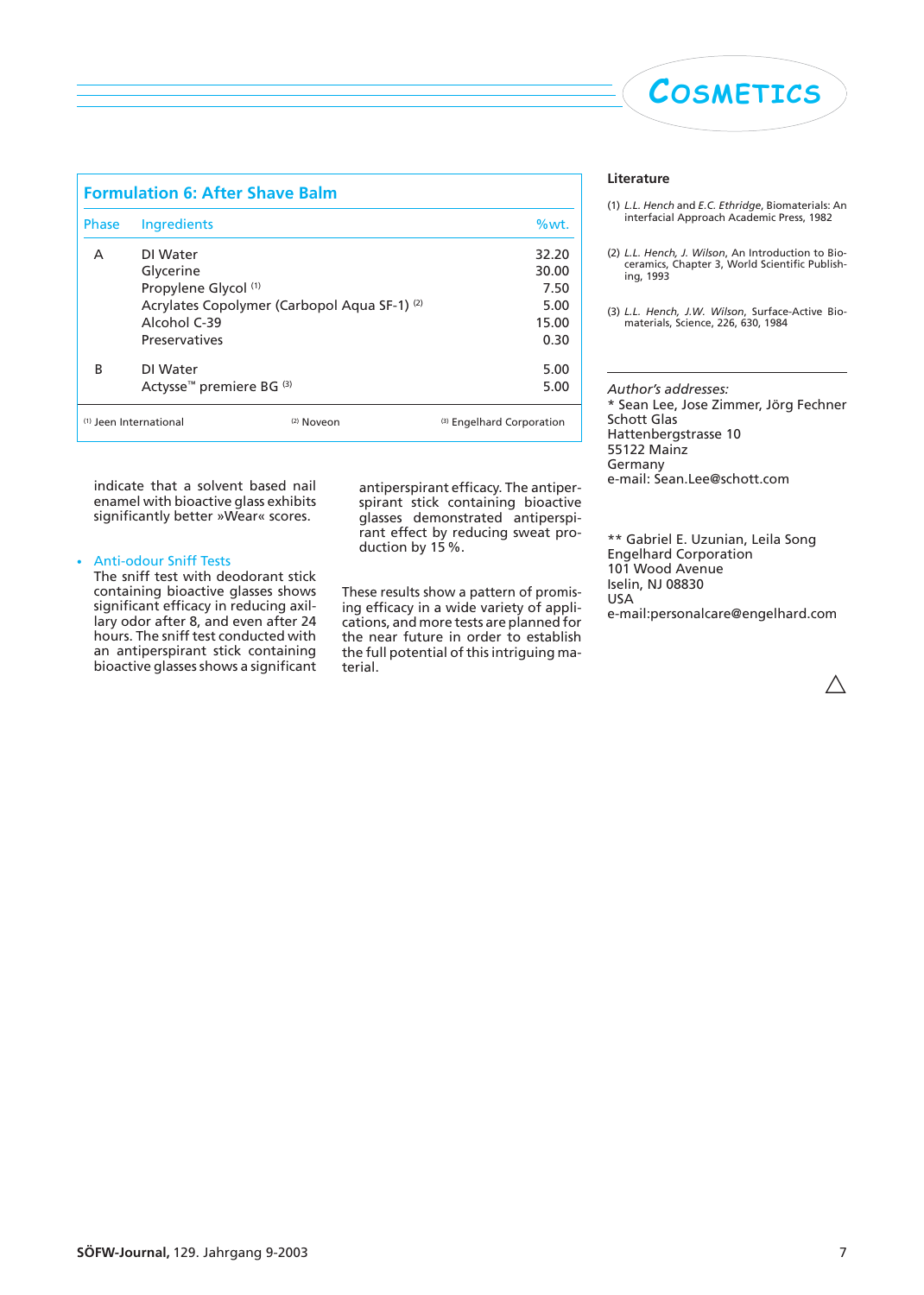## Formulation 6: After Shave Balm

| Phase | Ingredients | %wt. |
|---|---|---|
| A | DI Water | 32.20 |
| | Glycerine | 30.00 |
| | Propylene Glycol [1] | 7.50 |
| | Acrylates Copolymer (Carbopol Aqua SF-1) [2] | 5.00 |
| | Alcohol C-39 | 15.00 |
| | Preservatives | 0.30 |
| B | DI Water | 5.00 |
| | Actysse™ premiere BG [3] | 5.00 |

[1] Jeen International [2] Noveon [3] Engelhard Corporation

indicate that a solvent based nail enamel with bioactive glass exhibits significantly better »Wear« scores.

- **Anti-odour Sniff Tests**

The sniff test with deodorant stick containing bioactive glasses shows significant efficacy in reducing axillary odor after 8, and even after 24 hours. The sniff test conducted with an antiperspirant stick containing bioactive glasses shows a significant antiperspirant efficacy. The antiperspirant stick containing bioactive glasses demonstrated antiperspirant effect by reducing sweat production by 15 %.

These results show a pattern of promising efficacy in a wide variety of applications, and more tests are planned for the near future in order to establish the full potential of this intriguing material.

### Literature

(1) *L.L. Hench* and *E.C. Ethridge*, Biomaterials: An interfacial Approach Academic Press, 1982

(2) *L.L. Hench, J. Wilson*, An Introduction to Bioceramics, Chapter 3, World Scientific Publishing, 1993

(3) *L.L. Hench, J.W. Wilson*, Surface-Active Biomaterials, Science, 226, 630, 1984

*Author's addresses:*

\* Sean Lee, Jose Zimmer, Jörg Fechner
Schott Glas
Hattenbergstrasse 10
55122 Mainz
Germany
e-mail: Sean.Lee@schott.com

\*\* Gabriel E. Uzunian, Leila Song
Engelhard Corporation
101 Wood Avenue
Iselin, NJ 08830
USA
e-mail:personalcare@engelhard.com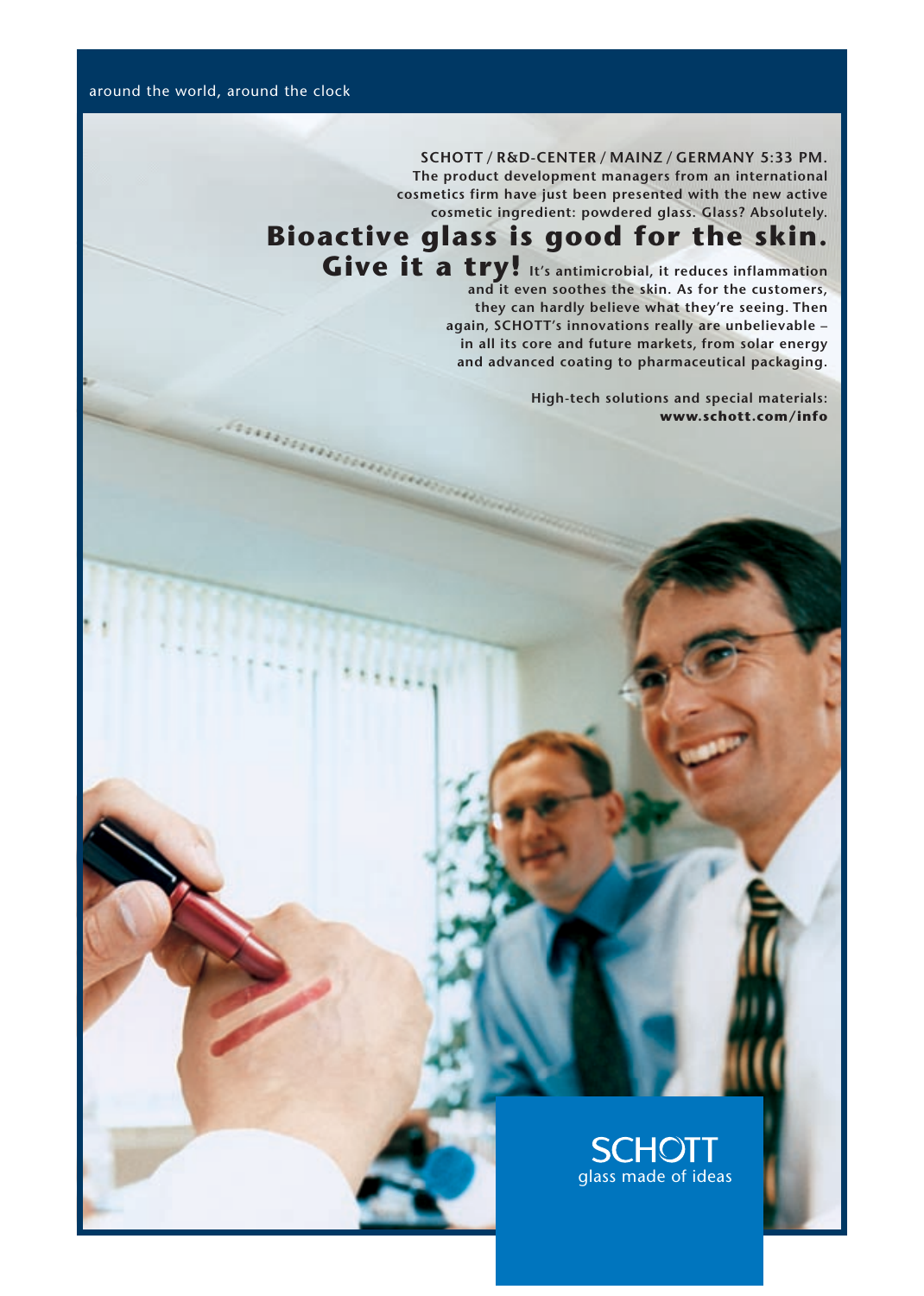around the world, around the clock

**SCHOTT / R&D-CENTER / MAINZ / GERMANY 5:33 PM.**
The product development managers from an international cosmetics firm have just been presented with the new active cosmetic ingredient: powdered glass. Glass? Absolutely.

# Bioactive glass is good for the skin. Give it a try!

It's antimicrobial, it reduces inflammation and it even soothes the skin. As for the customers, they can hardly believe what they're seeing. Then again, SCHOTT's innovations really are unbelievable – in all its core and future markets, from solar energy and advanced coating to pharmaceutical packaging.

High-tech solutions and special materials:
**www.schott.com/info**

SCHOTT
glass made of ideas